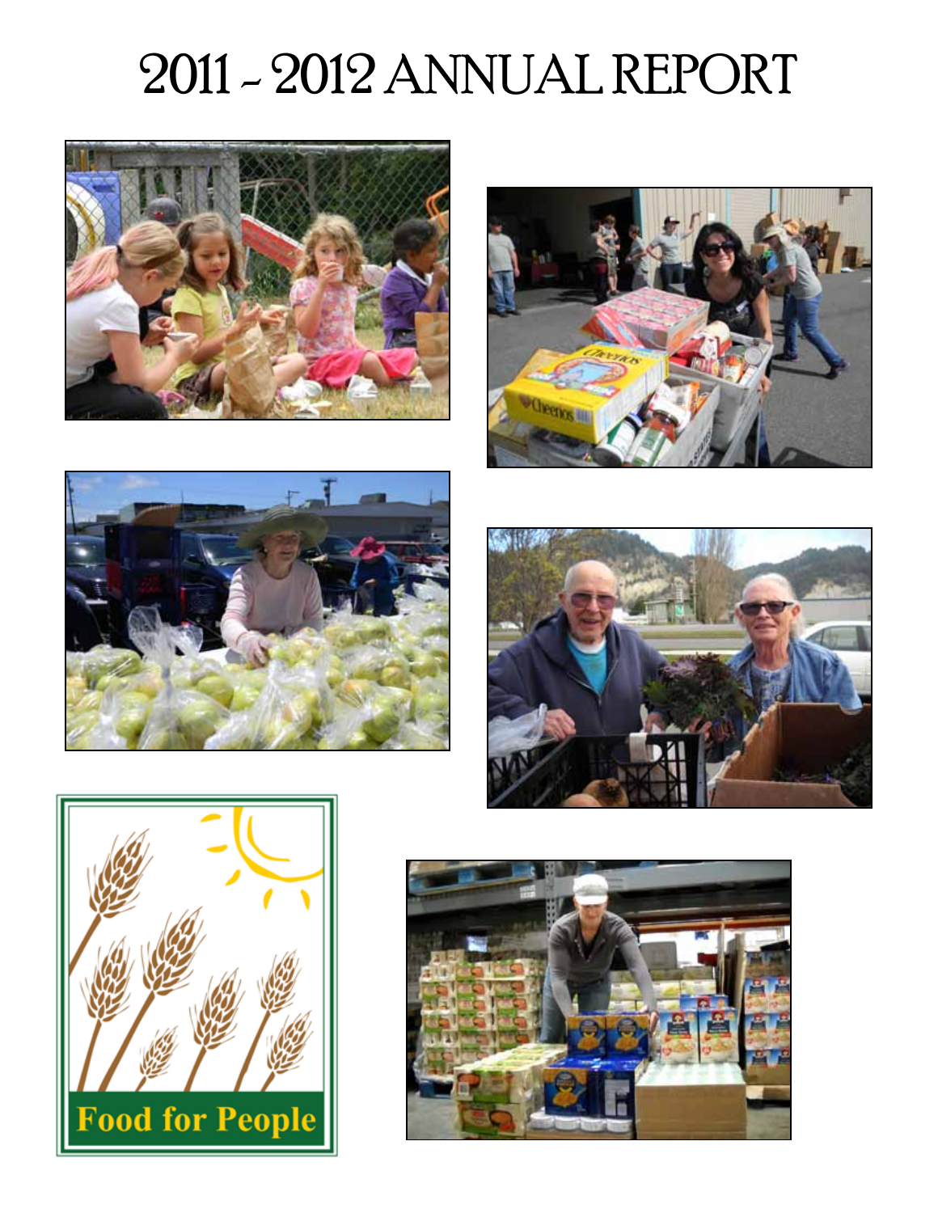# 2011 - 2012 ANNUAL REPORT

Food for People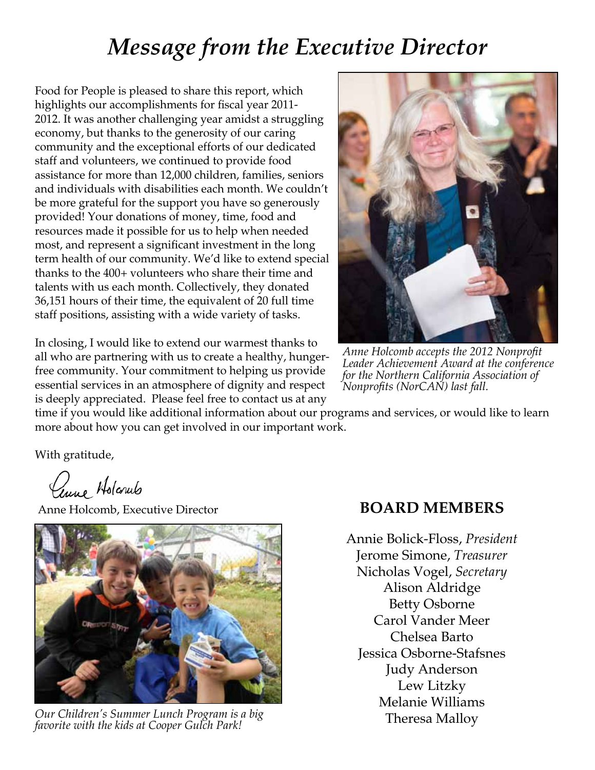# *Message from the Executive Director*

Food for People is pleased to share this report, which highlights our accomplishments for fiscal year 2011-2012. It was another challenging year amidst a struggling economy, but thanks to the generosity of our caring community and the exceptional efforts of our dedicated staff and volunteers, we continued to provide food assistance for more than 12,000 children, families, seniors and individuals with disabilities each month. We couldn't be more grateful for the support you have so generously provided! Your donations of money, time, food and resources made it possible for us to help when needed most, and represent a significant investment in the long term health of our community. We'd like to extend special thanks to the 400+ volunteers who share their time and talents with us each month. Collectively, they donated 36,151 hours of their time, the equivalent of 20 full time staff positions, assisting with a wide variety of tasks.

*Anne Holcomb accepts the 2012 Nonprofit Leader Achievement Award at the conference for the Northern California Association of Nonprofits (NorCAN) last fall.*

In closing, I would like to extend our warmest thanks to all who are partnering with us to create a healthy, hunger-free community. Your commitment to helping us provide essential services in an atmosphere of dignity and respect is deeply appreciated. Please feel free to contact us at any time if you would like additional information about our programs and services, or would like to learn more about how you can get involved in our important work.

With gratitude,

Anne Holcomb

Anne Holcomb, Executive Director

*Our Children's Summer Lunch Program is a big favorite with the kids at Cooper Gulch Park!*

## BOARD MEMBERS

Annie Bolick-Floss, *President*
Jerome Simone, *Treasurer*
Nicholas Vogel, *Secretary*
Alison Aldridge
Betty Osborne
Carol Vander Meer
Chelsea Barto
Jessica Osborne-Stafsnes
Judy Anderson
Lew Litzky
Melanie Williams
Theresa Malloy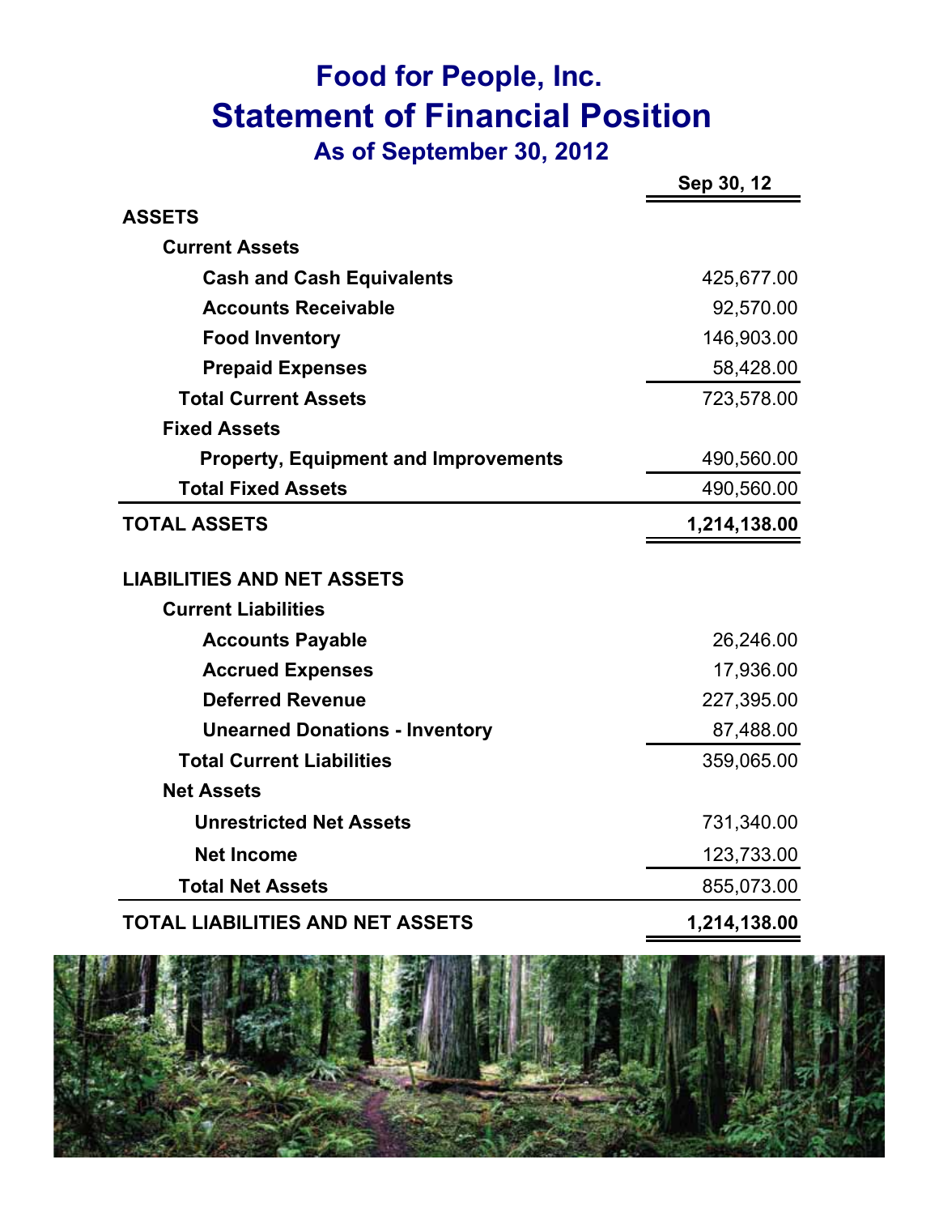# Food for People, Inc.
## Statement of Financial Position
### As of September 30, 2012

| | Sep 30, 12 |
|---|---|
| **ASSETS** | |
| **Current Assets** | |
| **Cash and Cash Equivalents** | 425,677.00 |
| **Accounts Receivable** | 92,570.00 |
| **Food Inventory** | 146,903.00 |
| **Prepaid Expenses** | 58,428.00 |
| **Total Current Assets** | 723,578.00 |
| **Fixed Assets** | |
| **Property, Equipment and Improvements** | 490,560.00 |
| **Total Fixed Assets** | 490,560.00 |
| **TOTAL ASSETS** | **1,214,138.00** |
| **LIABILITIES AND NET ASSETS** | |
| **Current Liabilities** | |
| **Accounts Payable** | 26,246.00 |
| **Accrued Expenses** | 17,936.00 |
| **Deferred Revenue** | 227,395.00 |
| **Unearned Donations - Inventory** | 87,488.00 |
| **Total Current Liabilities** | 359,065.00 |
| **Net Assets** | |
| **Unrestricted Net Assets** | 731,340.00 |
| **Net Income** | 123,733.00 |
| **Total Net Assets** | 855,073.00 |
| **TOTAL LIABILITIES AND NET ASSETS** | **1,214,138.00** |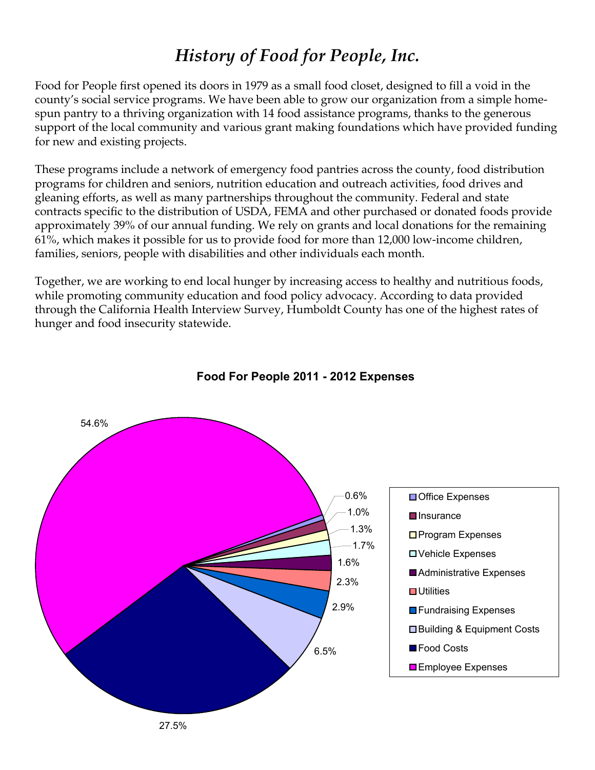# *History of Food for People, Inc.*

Food for People first opened its doors in 1979 as a small food closet, designed to fill a void in the county's social service programs. We have been able to grow our organization from a simple home-spun pantry to a thriving organization with 14 food assistance programs, thanks to the generous support of the local community and various grant making foundations which have provided funding for new and existing projects.

These programs include a network of emergency food pantries across the county, food distribution programs for children and seniors, nutrition education and outreach activities, food drives and gleaning efforts, as well as many partnerships throughout the community. Federal and state contracts specific to the distribution of USDA, FEMA and other purchased or donated foods provide approximately 39% of our annual funding. We rely on grants and local donations for the remaining 61%, which makes it possible for us to provide food for more than 12,000 low-income children, families, seniors, people with disabilities and other individuals each month.

Together, we are working to end local hunger by increasing access to healthy and nutritious foods, while promoting community education and food policy advocacy. According to data provided through the California Health Interview Survey, Humboldt County has one of the highest rates of hunger and food insecurity statewide.

**Food For People 2011 - 2012 Expenses**

| Category | Percentage |
|---|---|
| Office Expenses | 0.6% |
| Insurance | 1.0% |
| Program Expenses | 1.3% |
| Vehicle Expenses | 1.7% |
| Administrative Expenses | 1.6% |
| Utilities | 2.3% |
| Fundraising Expenses | 2.9% |
| Building & Equipment Costs | 6.5% |
| Food Costs | 27.5% |
| Employee Expenses | 54.6% |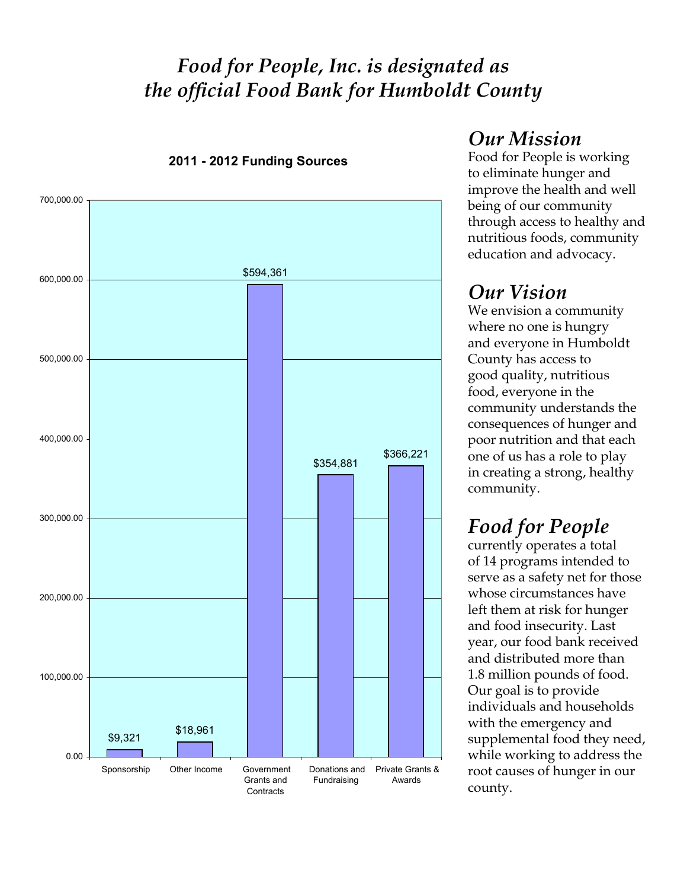# *Food for People, Inc. is designated as the official Food Bank for Humboldt County*

**2011 - 2012 Funding Sources**

| Funding Source | Amount |
|---|---|
| Sponsorship | $9,321 |
| Other Income | $18,961 |
| Government Grants and Contracts | $594,361 |
| Donations and Fundraising | $354,881 |
| Private Grants & Awards | $366,221 |

## *Our Mission*

Food for People is working to eliminate hunger and improve the health and well being of our community through access to healthy and nutritious foods, community education and advocacy.

## *Our Vision*

We envision a community where no one is hungry and everyone in Humboldt County has access to good quality, nutritious food, everyone in the community understands the consequences of hunger and poor nutrition and that each one of us has a role to play in creating a strong, healthy community.

## *Food for People*

currently operates a total of 14 programs intended to serve as a safety net for those whose circumstances have left them at risk for hunger and food insecurity. Last year, our food bank received and distributed more than 1.8 million pounds of food. Our goal is to provide individuals and households with the emergency and supplemental food they need, while working to address the root causes of hunger in our county.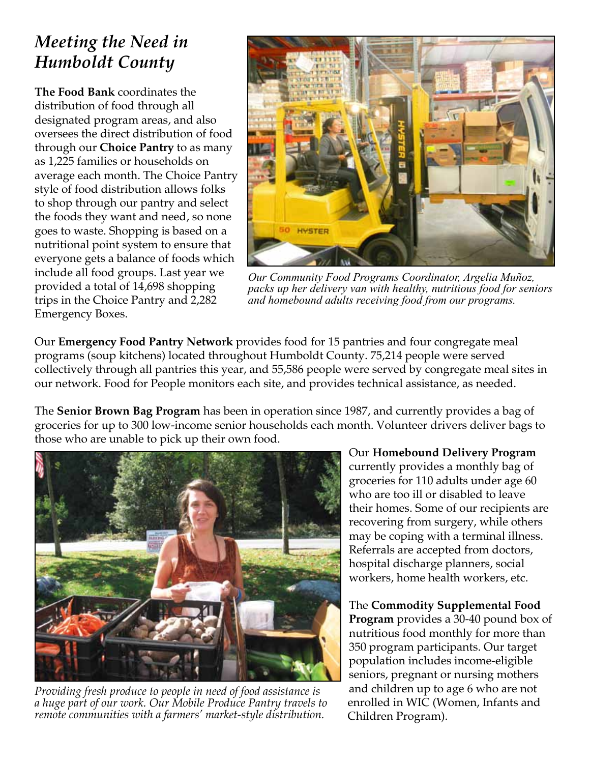## *Meeting the Need in Humboldt County*

**The Food Bank** coordinates the distribution of food through all designated program areas, and also oversees the direct distribution of food through our **Choice Pantry** to as many as 1,225 families or households on average each month. The Choice Pantry style of food distribution allows folks to shop through our pantry and select the foods they want and need, so none goes to waste. Shopping is based on a nutritional point system to ensure that everyone gets a balance of foods which include all food groups. Last year we provided a total of 14,698 shopping trips in the Choice Pantry and 2,282 Emergency Boxes.

*Our Community Food Programs Coordinator, Argelia Muñoz, packs up her delivery van with healthy, nutritious food for seniors and homebound adults receiving food from our programs.*

Our **Emergency Food Pantry Network** provides food for 15 pantries and four congregate meal programs (soup kitchens) located throughout Humboldt County. 75,214 people were served collectively through all pantries this year, and 55,586 people were served by congregate meal sites in our network. Food for People monitors each site, and provides technical assistance, as needed.

The **Senior Brown Bag Program** has been in operation since 1987, and currently provides a bag of groceries for up to 300 low-income senior households each month. Volunteer drivers deliver bags to those who are unable to pick up their own food.

*Providing fresh produce to people in need of food assistance is a huge part of our work. Our Mobile Produce Pantry travels to remote communities with a farmers' market-style distribution.*

Our **Homebound Delivery Program** currently provides a monthly bag of groceries for 110 adults under age 60 who are too ill or disabled to leave their homes. Some of our recipients are recovering from surgery, while others may be coping with a terminal illness. Referrals are accepted from doctors, hospital discharge planners, social workers, home health workers, etc.

The **Commodity Supplemental Food Program** provides a 30-40 pound box of nutritious food monthly for more than 350 program participants. Our target population includes income-eligible seniors, pregnant or nursing mothers and children up to age 6 who are not enrolled in WIC (Women, Infants and Children Program).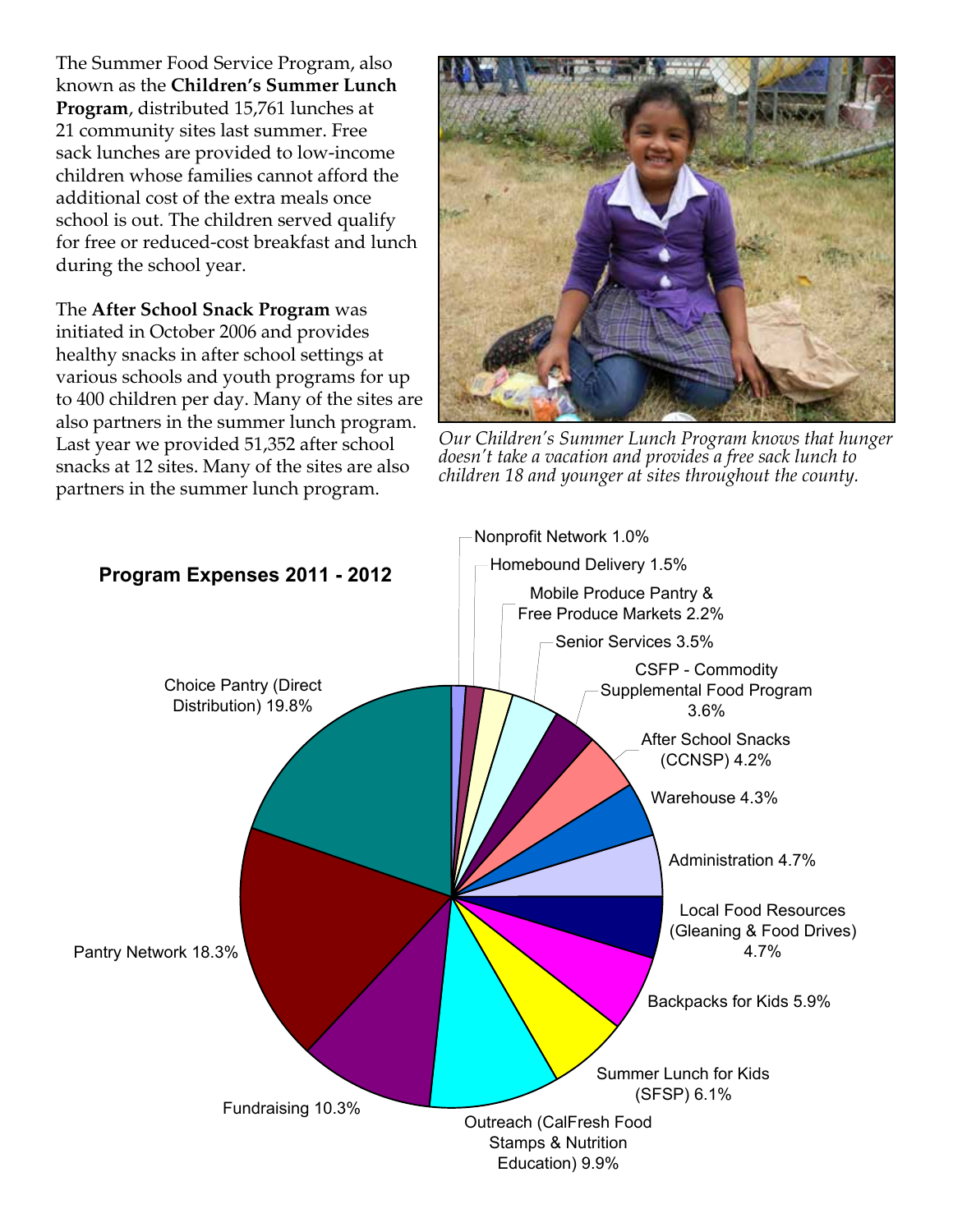The Summer Food Service Program, also known as the **Children's Summer Lunch Program**, distributed 15,761 lunches at 21 community sites last summer. Free sack lunches are provided to low-income children whose families cannot afford the additional cost of the extra meals once school is out. The children served qualify for free or reduced-cost breakfast and lunch during the school year.

The **After School Snack Program** was initiated in October 2006 and provides healthy snacks in after school settings at various schools and youth programs for up to 400 children per day. Many of the sites are also partners in the summer lunch program. Last year we provided 51,352 after school snacks at 12 sites. Many of the sites are also partners in the summer lunch program.

*Our Children's Summer Lunch Program knows that hunger doesn't take a vacation and provides a free sack lunch to children 18 and younger at sites throughout the county.*

**Program Expenses 2011 - 2012**

| Program | Percentage |
|---|---|
| Choice Pantry (Direct Distribution) | 19.8% |
| Pantry Network | 18.3% |
| Fundraising | 10.3% |
| Outreach (CalFresh Food Stamps & Nutrition Education) | 9.9% |
| Summer Lunch for Kids (SFSP) | 6.1% |
| Backpacks for Kids | 5.9% |
| Local Food Resources (Gleaning & Food Drives) | 4.7% |
| Administration | 4.7% |
| Warehouse | 4.3% |
| After School Snacks (CCNSP) | 4.2% |
| CSFP - Commodity Supplemental Food Program | 3.6% |
| Senior Services | 3.5% |
| Mobile Produce Pantry & Free Produce Markets | 2.2% |
| Homebound Delivery | 1.5% |
| Nonprofit Network | 1.0% |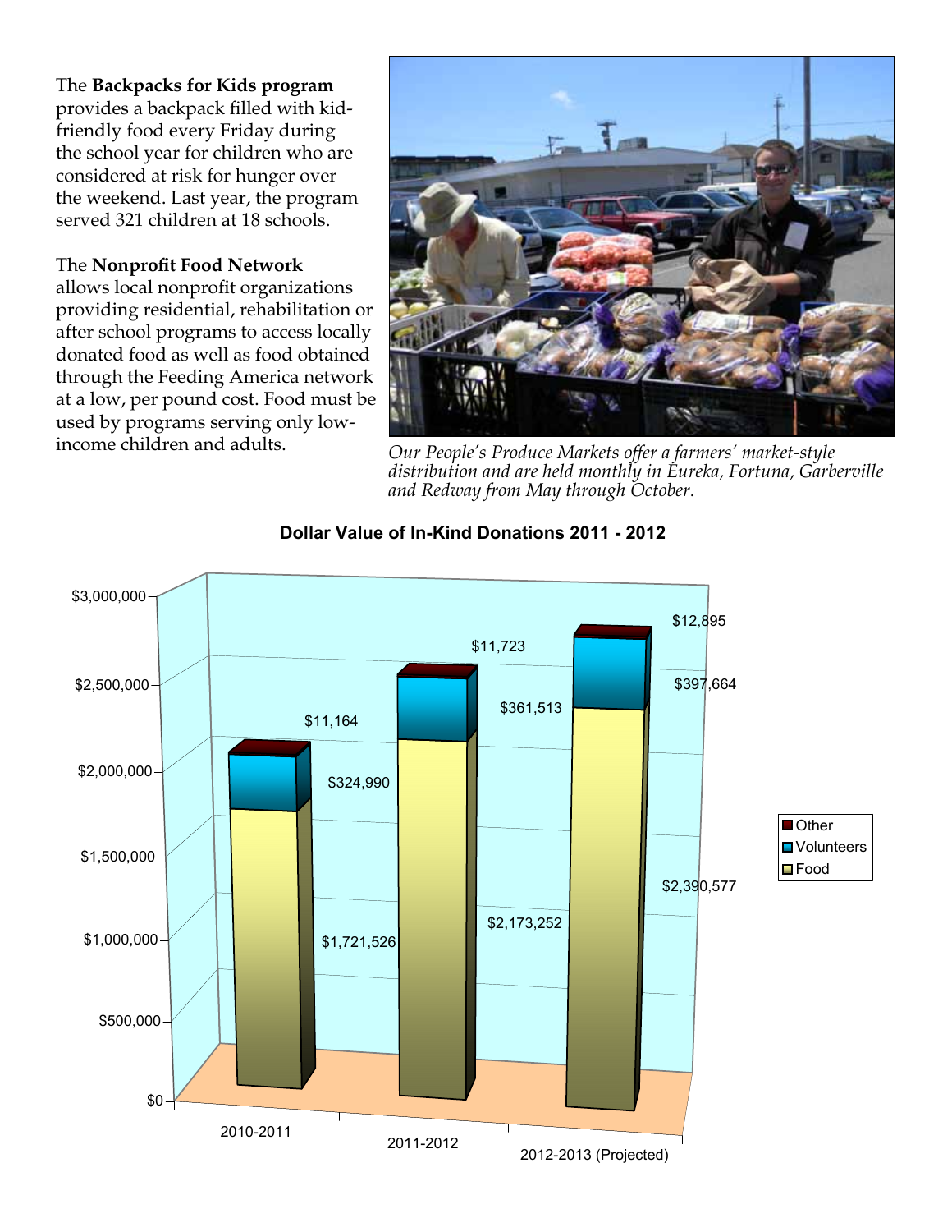The **Backpacks for Kids program** provides a backpack filled with kid-friendly food every Friday during the school year for children who are considered at risk for hunger over the weekend. Last year, the program served 321 children at 18 schools.

The **Nonprofit Food Network** allows local nonprofit organizations providing residential, rehabilitation or after school programs to access locally donated food as well as food obtained through the Feeding America network at a low, per pound cost. Food must be used by programs serving only low-income children and adults.

*Our People's Produce Markets offer a farmers' market-style distribution and are held monthly in Eureka, Fortuna, Garberville and Redway from May through October.*

**Dollar Value of In-Kind Donations 2011 - 2012**

| | 2010-2011 | 2011-2012 | 2012-2013 (Projected) |
|---|---|---|---|
| Other | $11,164 | $11,723 | $12,895 |
| Volunteers | $324,990 | $361,513 | $397,664 |
| Food | $1,721,526 | $2,173,252 | $2,390,577 |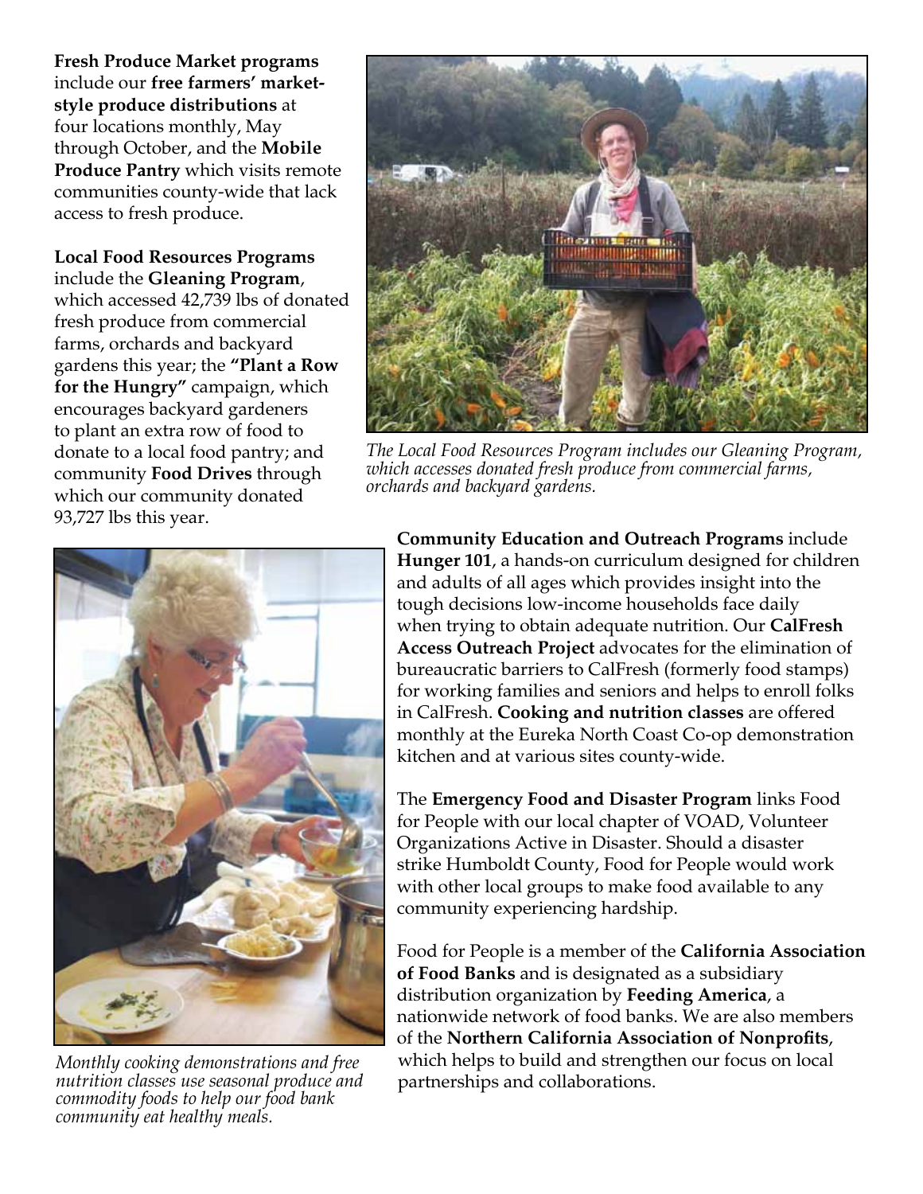**Fresh Produce Market programs** include our **free farmers' market-style produce distributions** at four locations monthly, May through October, and the **Mobile Produce Pantry** which visits remote communities county-wide that lack access to fresh produce.

**Local Food Resources Programs** include the **Gleaning Program**, which accessed 42,739 lbs of donated fresh produce from commercial farms, orchards and backyard gardens this year; the **"Plant a Row for the Hungry"** campaign, which encourages backyard gardeners to plant an extra row of food to donate to a local food pantry; and community **Food Drives** through which our community donated 93,727 lbs this year.

*The Local Food Resources Program includes our Gleaning Program, which accesses donated fresh produce from commercial farms, orchards and backyard gardens.*

**Community Education and Outreach Programs** include **Hunger 101**, a hands-on curriculum designed for children and adults of all ages which provides insight into the tough decisions low-income households face daily when trying to obtain adequate nutrition. Our **CalFresh Access Outreach Project** advocates for the elimination of bureaucratic barriers to CalFresh (formerly food stamps) for working families and seniors and helps to enroll folks in CalFresh. **Cooking and nutrition classes** are offered monthly at the Eureka North Coast Co-op demonstration kitchen and at various sites county-wide.

*Monthly cooking demonstrations and free nutrition classes use seasonal produce and commodity foods to help our food bank community eat healthy meals.*

The **Emergency Food and Disaster Program** links Food for People with our local chapter of VOAD, Volunteer Organizations Active in Disaster. Should a disaster strike Humboldt County, Food for People would work with other local groups to make food available to any community experiencing hardship.

Food for People is a member of the **California Association of Food Banks** and is designated as a subsidiary distribution organization by **Feeding America**, a nationwide network of food banks. We are also members of the **Northern California Association of Nonprofits**, which helps to build and strengthen our focus on local partnerships and collaborations.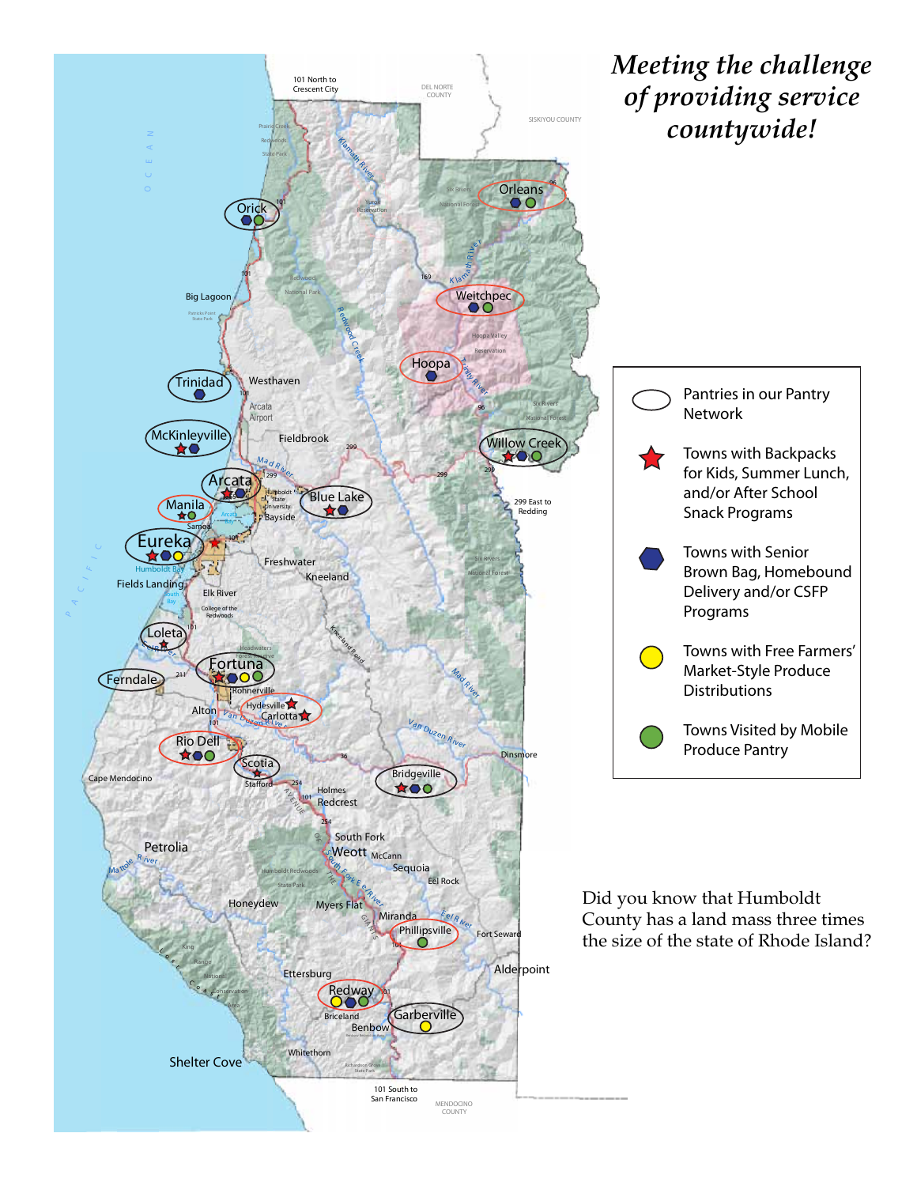# *Meeting the challenge of providing service countywide!*

- Pantries in our Pantry Network
- Towns with Backpacks for Kids, Summer Lunch, and/or After School Snack Programs
- Towns with Senior Brown Bag, Homebound Delivery and/or CSFP Programs
- Towns with Free Farmers' Market-Style Produce Distributions
- Towns Visited by Mobile Produce Pantry

Did you know that Humboldt County has a land mass three times the size of the state of Rhode Island?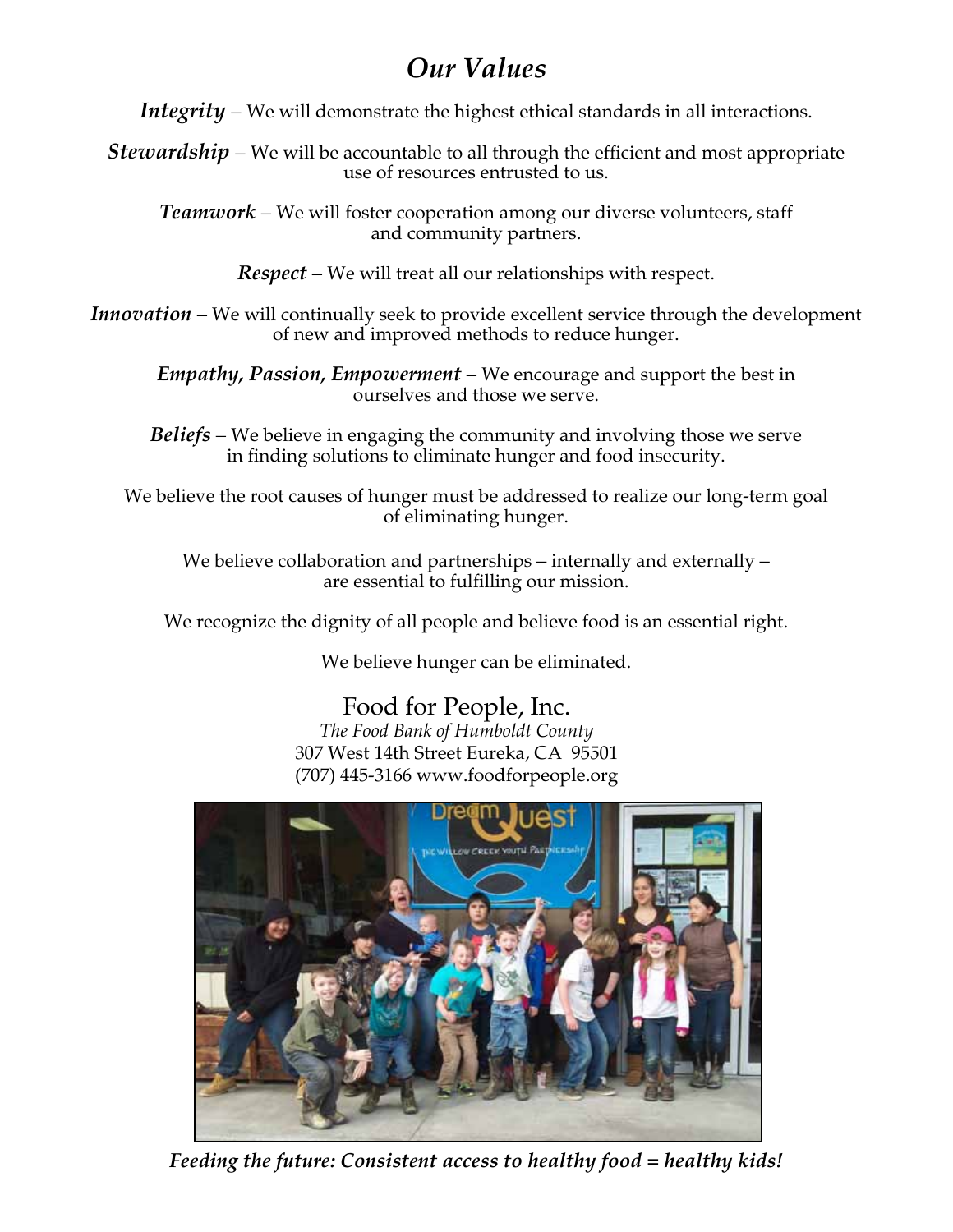# *Our Values*

***Integrity*** – We will demonstrate the highest ethical standards in all interactions.

***Stewardship*** – We will be accountable to all through the efficient and most appropriate use of resources entrusted to us.

***Teamwork*** – We will foster cooperation among our diverse volunteers, staff and community partners.

***Respect*** – We will treat all our relationships with respect.

***Innovation*** – We will continually seek to provide excellent service through the development of new and improved methods to reduce hunger.

***Empathy, Passion, Empowerment*** – We encourage and support the best in ourselves and those we serve.

***Beliefs*** – We believe in engaging the community and involving those we serve in finding solutions to eliminate hunger and food insecurity.

We believe the root causes of hunger must be addressed to realize our long-term goal of eliminating hunger.

We believe collaboration and partnerships – internally and externally – are essential to fulfilling our mission.

We recognize the dignity of all people and believe food is an essential right.

We believe hunger can be eliminated.

Food for People, Inc.
*The Food Bank of Humboldt County*
307 West 14th Street Eureka, CA 95501
(707) 445-3166 www.foodforpeople.org

***Feeding the future: Consistent access to healthy food = healthy kids!***